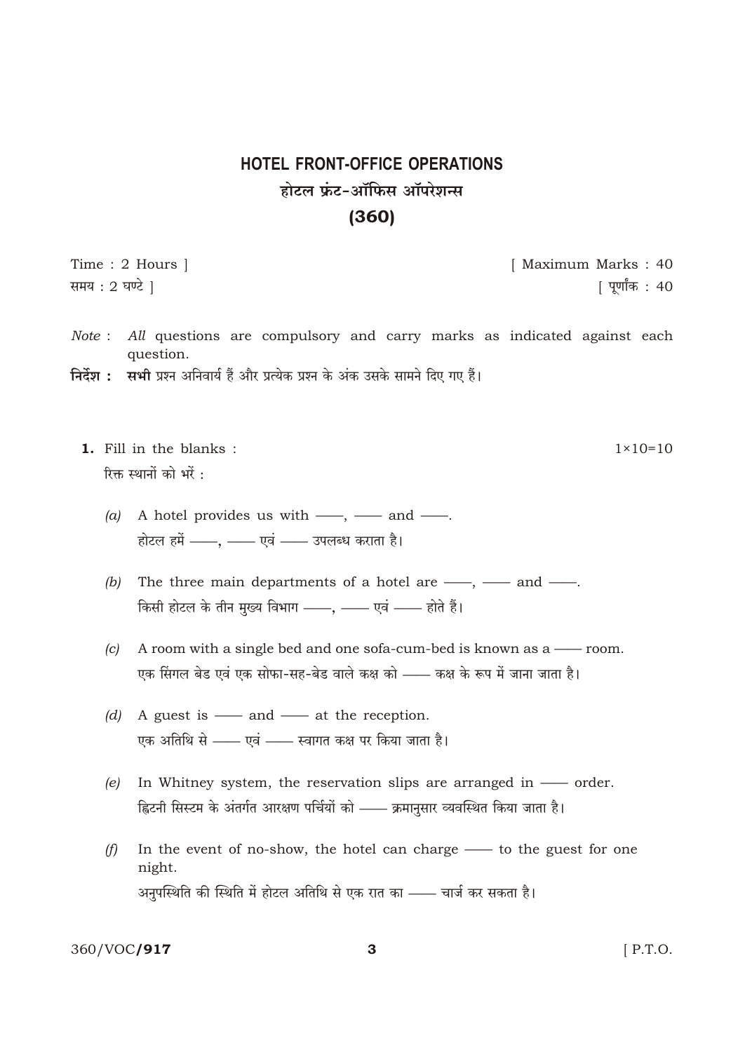# HOTEL FRONT-OFFICE OPERATIONS

## होटल फ्रंट-ऑफिस ऑपरेशन्स

## (360)

Time : 2 Hours ] [ Maximum Marks : 40

समय : 2 घण्टे ] [ पूर्णांक : 40

*Note* : *All* questions are compulsory and carry marks as indicated against each question.

**निर्देश : सभी** प्रश्न अनिवार्य हैं और प्रत्येक प्रश्न के अंक उसके सामने दिए गए हैं।

**1.** Fill in the blanks : 1×10=10

रिक्त स्थानों को भरें :

*(a)* A hotel provides us with ——, —— and ——.

होटल हमें ——, —— एवं —— उपलब्ध कराता है।

*(b)* The three main departments of a hotel are ——, —— and ——.

किसी होटल के तीन मुख्य विभाग ——, —— एवं —— होते हैं।

*(c)* A room with a single bed and one sofa-cum-bed is known as a —— room.

एक सिंगल बेड एवं एक सोफा-सह-बेड वाले कक्ष को —— कक्ष के रूप में जाना जाता है।

*(d)* A guest is —— and —— at the reception.

एक अतिथि से —— एवं —— स्वागत कक्ष पर किया जाता है।

*(e)* In Whitney system, the reservation slips are arranged in —— order.

ह्विटनी सिस्टम के अंतर्गत आरक्षण पर्चियों को —— क्रमानुसार व्यवस्थित किया जाता है।

*(f)* In the event of no-show, the hotel can charge —— to the guest for one night.

अनुपस्थिति की स्थिति में होटल अतिथि से एक रात का —— चार्ज कर सकता है।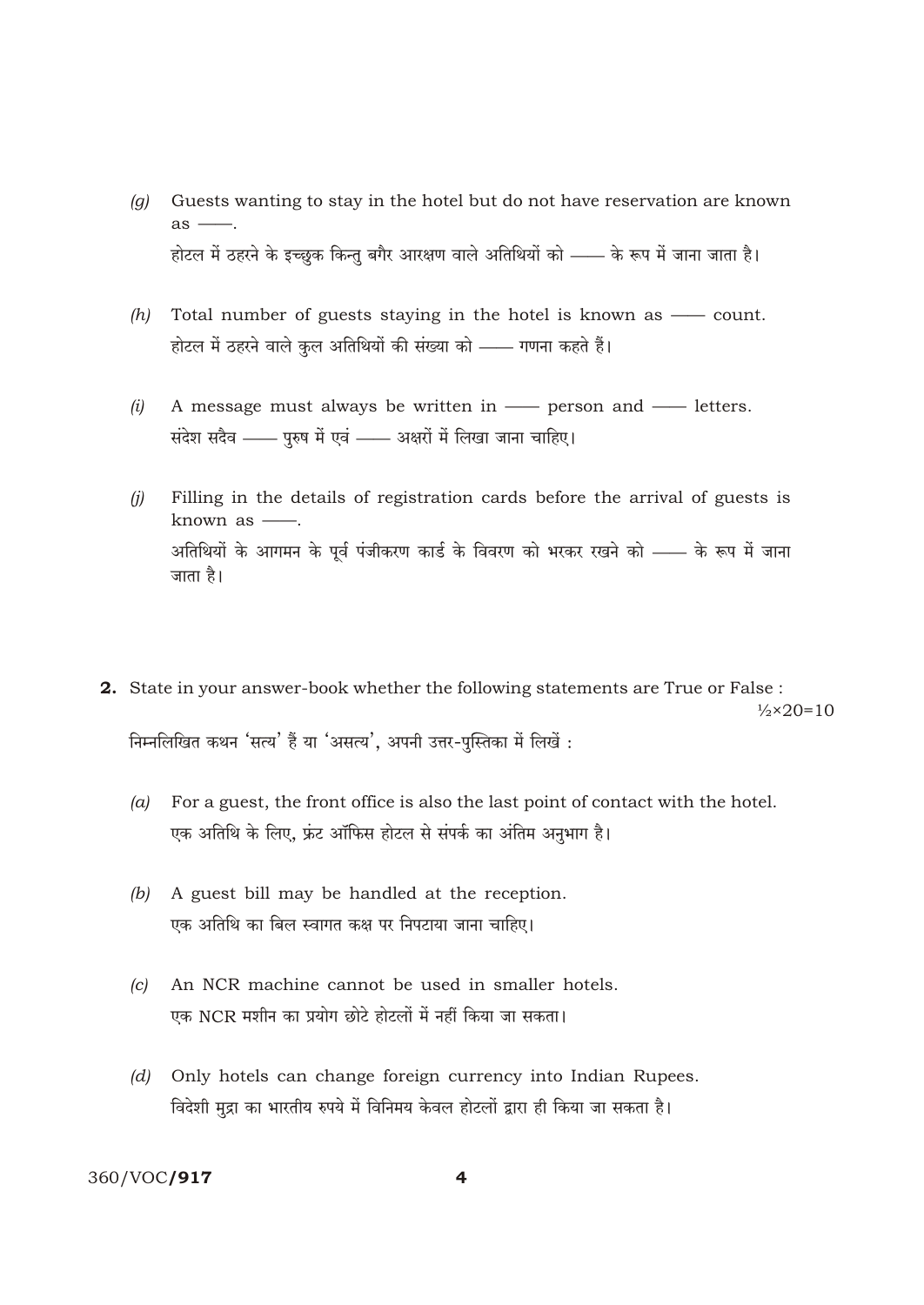(g) Guests wanting to stay in the hotel but do not have reservation are known as ——.

होटल में ठहरने के इच्छुक किन्तु बगैर आरक्षण वाले अतिथियों को —— के रूप में जाना जाता है।

(h) Total number of guests staying in the hotel is known as —— count.

होटल में ठहरने वाले कुल अतिथियों की संख्या को —— गणना कहते हैं।

(i) A message must always be written in —— person and —— letters.

संदेश सदैव —— पुरुष में एवं —— अक्षरों में लिखा जाना चाहिए।

(j) Filling in the details of registration cards before the arrival of guests is known as ——.

अतिथियों के आगमन के पूर्व पंजीकरण कार्ड के विवरण को भरकर रखने को —— के रूप में जाना जाता है।

**2.** State in your answer-book whether the following statements are True or False : ½×20=10

निम्नलिखित कथन 'सत्य' हैं या 'असत्य', अपनी उत्तर-पुस्तिका में लिखें :

(a) For a guest, the front office is also the last point of contact with the hotel.

एक अतिथि के लिए, फ्रंट ऑफिस होटल से संपर्क का अंतिम अनुभाग है।

(b) A guest bill may be handled at the reception.

एक अतिथि का बिल स्वागत कक्ष पर निपटाया जाना चाहिए।

(c) An NCR machine cannot be used in smaller hotels.

एक NCR मशीन का प्रयोग छोटे होटलों में नहीं किया जा सकता।

(d) Only hotels can change foreign currency into Indian Rupees.

विदेशी मुद्रा का भारतीय रुपये में विनिमय केवल होटलों द्वारा ही किया जा सकता है।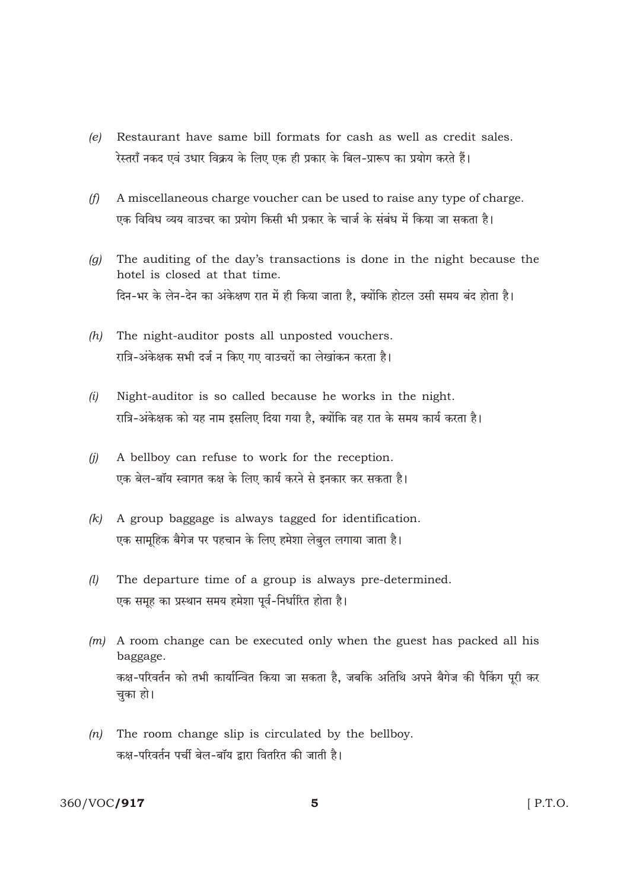*(e)* Restaurant have same bill formats for cash as well as credit sales.
रेस्तराँ नकद एवं उधार विक्रय के लिए एक ही प्रकार के बिल-प्रारूप का प्रयोग करते हैं।

*(f)* A miscellaneous charge voucher can be used to raise any type of charge.
एक विविध व्यय वाउचर का प्रयोग किसी भी प्रकार के चार्ज के संबंध में किया जा सकता है।

*(g)* The auditing of the day's transactions is done in the night because the hotel is closed at that time.
दिन-भर के लेन-देन का अंकेक्षण रात में ही किया जाता है, क्योंकि होटल उसी समय बंद होता है।

*(h)* The night-auditor posts all unposted vouchers.
रात्रि-अंकेक्षक सभी दर्ज न किए गए वाउचरों का लेखांकन करता है।

*(i)* Night-auditor is so called because he works in the night.
रात्रि-अंकेक्षक को यह नाम इसलिए दिया गया है, क्योंकि वह रात के समय कार्य करता है।

*(j)* A bellboy can refuse to work for the reception.
एक बेल-बॉय स्वागत कक्ष के लिए कार्य करने से इनकार कर सकता है।

*(k)* A group baggage is always tagged for identification.
एक सामूहिक बैगेज पर पहचान के लिए हमेशा लेबुल लगाया जाता है।

*(l)* The departure time of a group is always pre-determined.
एक समूह का प्रस्थान समय हमेशा पूर्व-निर्धारित होता है।

*(m)* A room change can be executed only when the guest has packed all his baggage.
कक्ष-परिवर्तन को तभी कार्यान्वित किया जा सकता है, जबकि अतिथि अपने बैगेज की पैकिंग पूरी कर चुका हो।

*(n)* The room change slip is circulated by the bellboy.
कक्ष-परिवर्तन पर्ची बेल-बॉय द्वारा वितरित की जाती है।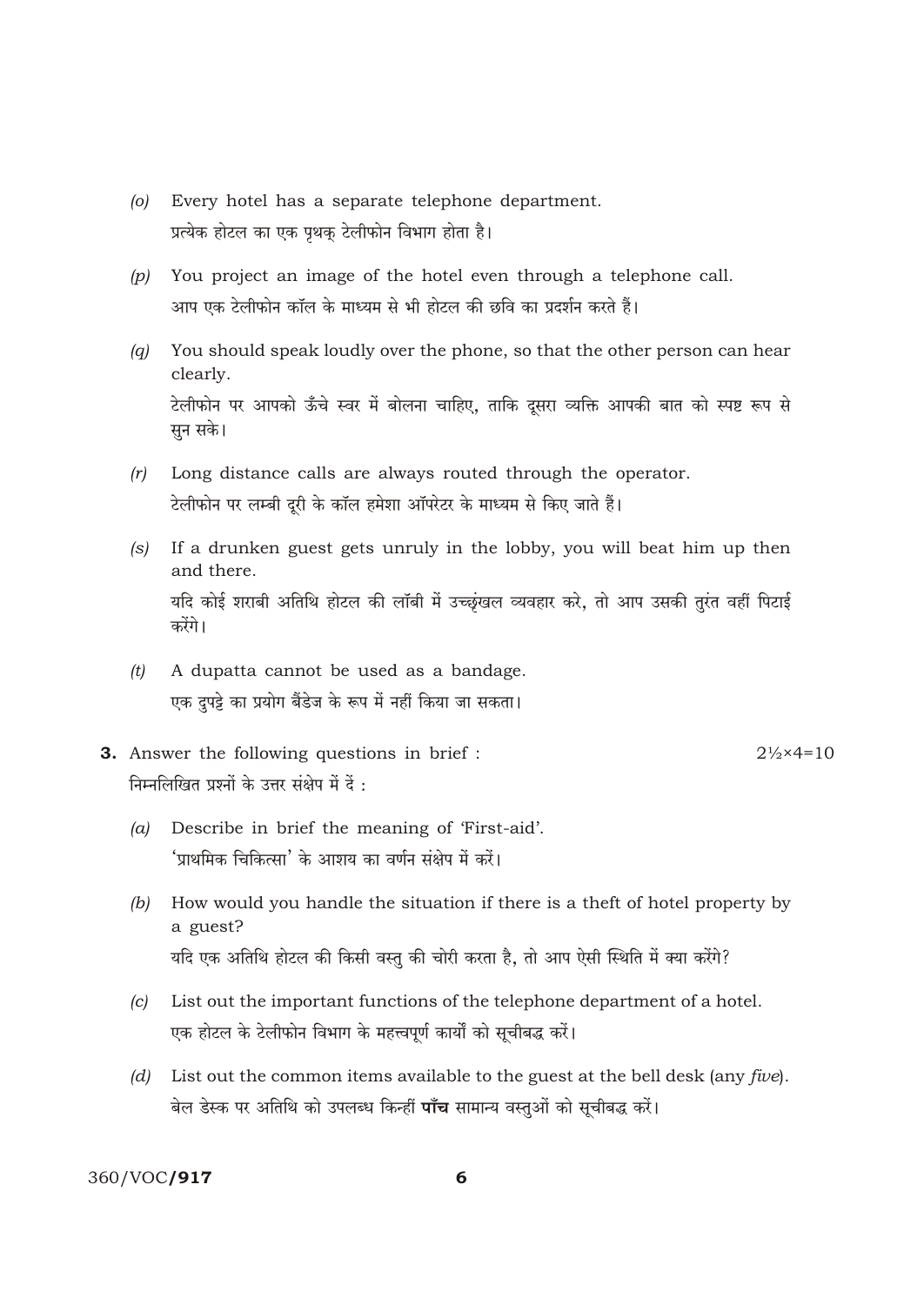(o) Every hotel has a separate telephone department.
प्रत्येक होटल का एक पृथक् टेलीफोन विभाग होता है।

(p) You project an image of the hotel even through a telephone call.
आप एक टेलीफोन कॉल के माध्यम से भी होटल की छवि का प्रदर्शन करते हैं।

(q) You should speak loudly over the phone, so that the other person can hear clearly.
टेलीफोन पर आपको ऊँचे स्वर में बोलना चाहिए, ताकि दूसरा व्यक्ति आपकी बात को स्पष्ट रूप से सुन सके।

(r) Long distance calls are always routed through the operator.
टेलीफोन पर लम्बी दूरी के कॉल हमेशा ऑपरेटर के माध्यम से किए जाते हैं।

(s) If a drunken guest gets unruly in the lobby, you will beat him up then and there.
यदि कोई शराबी अतिथि होटल की लॉबी में उच्छृंखल व्यवहार करे, तो आप उसकी तुरंत वहीं पिटाई करेंगे।

(t) A dupatta cannot be used as a bandage.
एक दुपट्टे का प्रयोग बैंडेज के रूप में नहीं किया जा सकता।

**3.** Answer the following questions in brief : 2½×4=10
निम्नलिखित प्रश्नों के उत्तर संक्षेप में दें :

(a) Describe in brief the meaning of 'First-aid'.
'प्राथमिक चिकित्सा' के आशय का वर्णन संक्षेप में करें।

(b) How would you handle the situation if there is a theft of hotel property by a guest?
यदि एक अतिथि होटल की किसी वस्तु की चोरी करता है, तो आप ऐसी स्थिति में क्या करेंगे?

(c) List out the important functions of the telephone department of a hotel.
एक होटल के टेलीफोन विभाग के महत्त्वपूर्ण कार्यों को सूचीबद्ध करें।

(d) List out the common items available to the guest at the bell desk (any *five*).
बेल डेस्क पर अतिथि को उपलब्ध किन्हीं **पाँच** सामान्य वस्तुओं को सूचीबद्ध करें।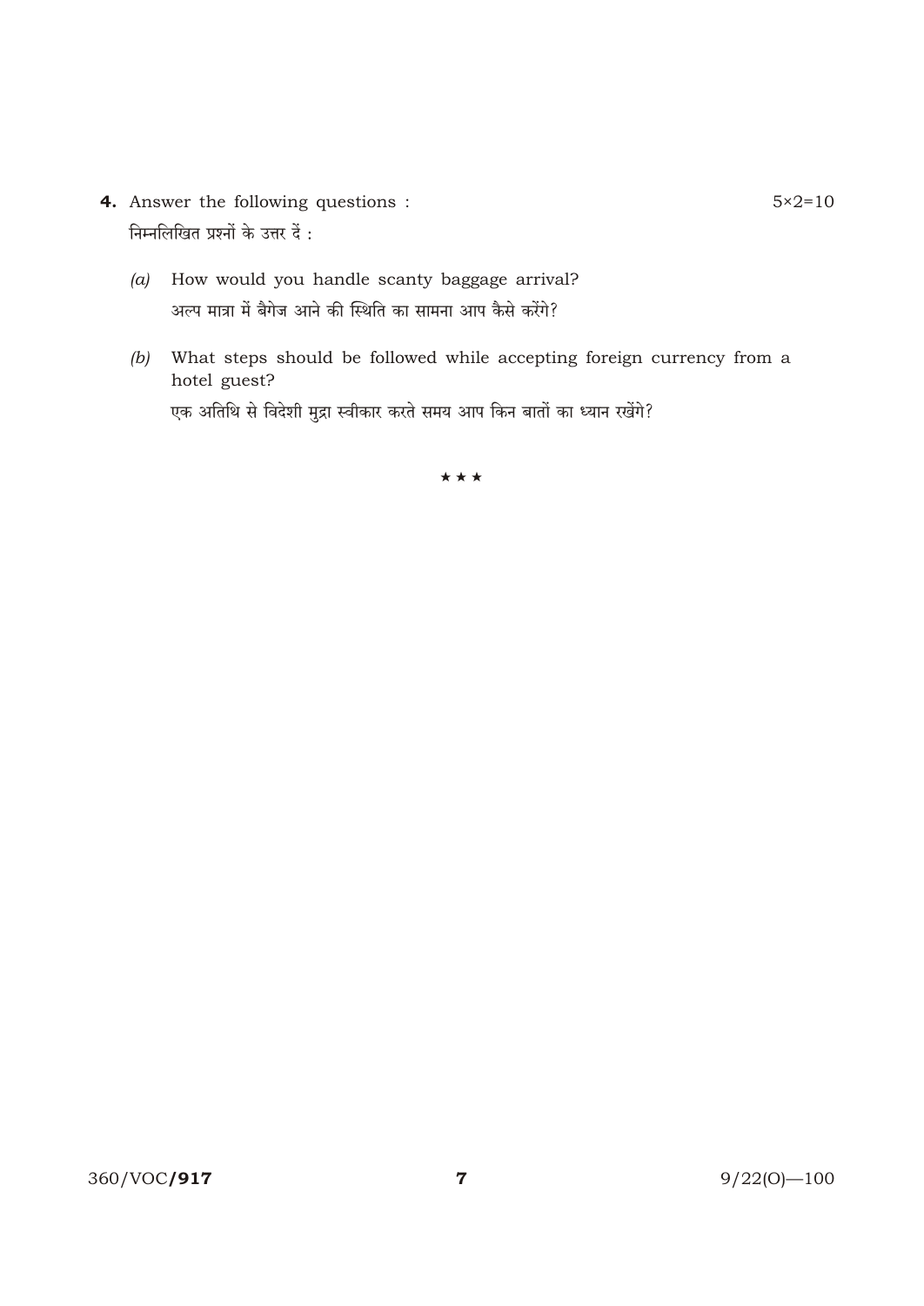**4.** Answer the following questions : $5 \times 2 = 10$

निम्नलिखित प्रश्नों के उत्तर दें :

*(a)* How would you handle scanty baggage arrival?

अल्प मात्रा में बैगेज आने की स्थिति का सामना आप कैसे करेंगे?

*(b)* What steps should be followed while accepting foreign currency from a hotel guest?

एक अतिथि से विदेशी मुद्रा स्वीकार करते समय आप किन बातों का ध्यान रखेंगे?

★ ★ ★

360/VOC/**917**

9/22(O)—100